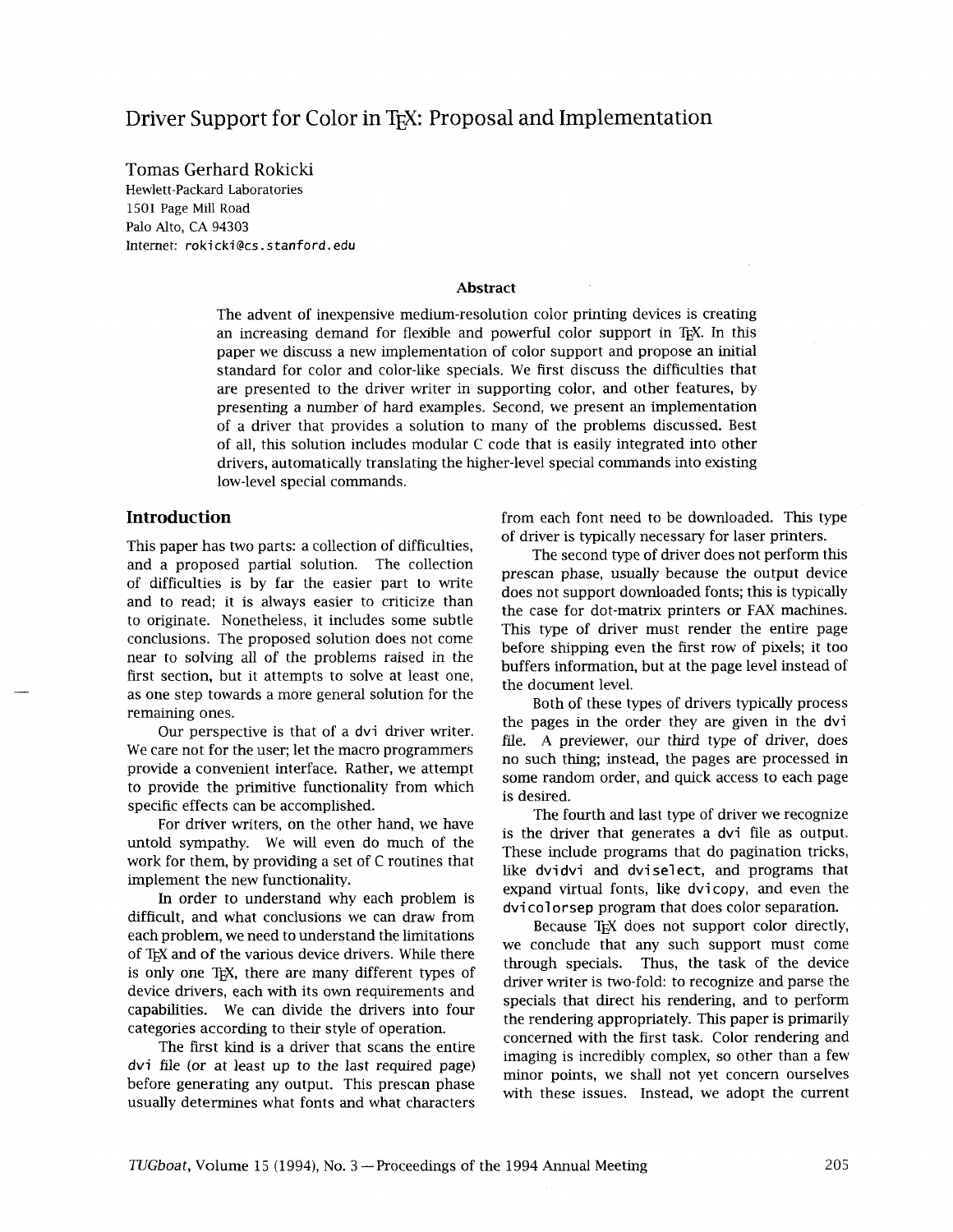# Driver Support for Color in TeX: Proposal and Implementation

Tomas Gerhard Rokicki
Hewlett-Packard Laboratories
1501 Page Mill Road
Palo Alto, CA 94303
Internet: `rokicki@cs.stanford.edu`

### Abstract

The advent of inexpensive medium-resolution color printing devices is creating an increasing demand for flexible and powerful color support in TeX. In this paper we discuss a new implementation of color support and propose an initial standard for color and color-like specials. We first discuss the difficulties that are presented to the driver writer in supporting color, and other features, by presenting a number of hard examples. Second, we present an implementation of a driver that provides a solution to many of the problems discussed. Best of all, this solution includes modular C code that is easily integrated into other drivers, automatically translating the higher-level special commands into existing low-level special commands.

## Introduction

This paper has two parts: a collection of difficulties, and a proposed partial solution. The collection of difficulties is by far the easier part to write and to read; it is always easier to criticize than to originate. Nonetheless, it includes some subtle conclusions. The proposed solution does not come near to solving all of the problems raised in the first section, but it attempts to solve at least one, as one step towards a more general solution for the remaining ones.

Our perspective is that of a `dvi` driver writer. We care not for the user; let the macro programmers provide a convenient interface. Rather, we attempt to provide the primitive functionality from which specific effects can be accomplished.

For driver writers, on the other hand, we have untold sympathy. We will even do much of the work for them, by providing a set of C routines that implement the new functionality.

In order to understand why each problem is difficult, and what conclusions we can draw from each problem, we need to understand the limitations of TeX and of the various device drivers. While there is only one TeX, there are many different types of device drivers, each with its own requirements and capabilities. We can divide the drivers into four categories according to their style of operation.

The first kind is a driver that scans the entire `dvi` file (or at least up to the last required page) before generating any output. This prescan phase usually determines what fonts and what characters from each font need to be downloaded. This type of driver is typically necessary for laser printers.

The second type of driver does not perform this prescan phase, usually because the output device does not support downloaded fonts; this is typically the case for dot-matrix printers or FAX machines. This type of driver must render the entire page before shipping even the first row of pixels; it too buffers information, but at the page level instead of the document level.

Both of these types of drivers typically process the pages in the order they are given in the `dvi` file. A previewer, our third type of driver, does no such thing; instead, the pages are processed in some random order, and quick access to each page is desired.

The fourth and last type of driver we recognize is the driver that generates a `dvi` file as output. These include programs that do pagination tricks, like `dvidvi` and `dviselect`, and programs that expand virtual fonts, like `dvicopy`, and even the `dvicolorsep` program that does color separation.

Because TeX does not support color directly, we conclude that any such support must come through specials. Thus, the task of the device driver writer is two-fold: to recognize and parse the specials that direct his rendering, and to perform the rendering appropriately. This paper is primarily concerned with the first task. Color rendering and imaging is incredibly complex, so other than a few minor points, we shall not yet concern ourselves with these issues. Instead, we adopt the current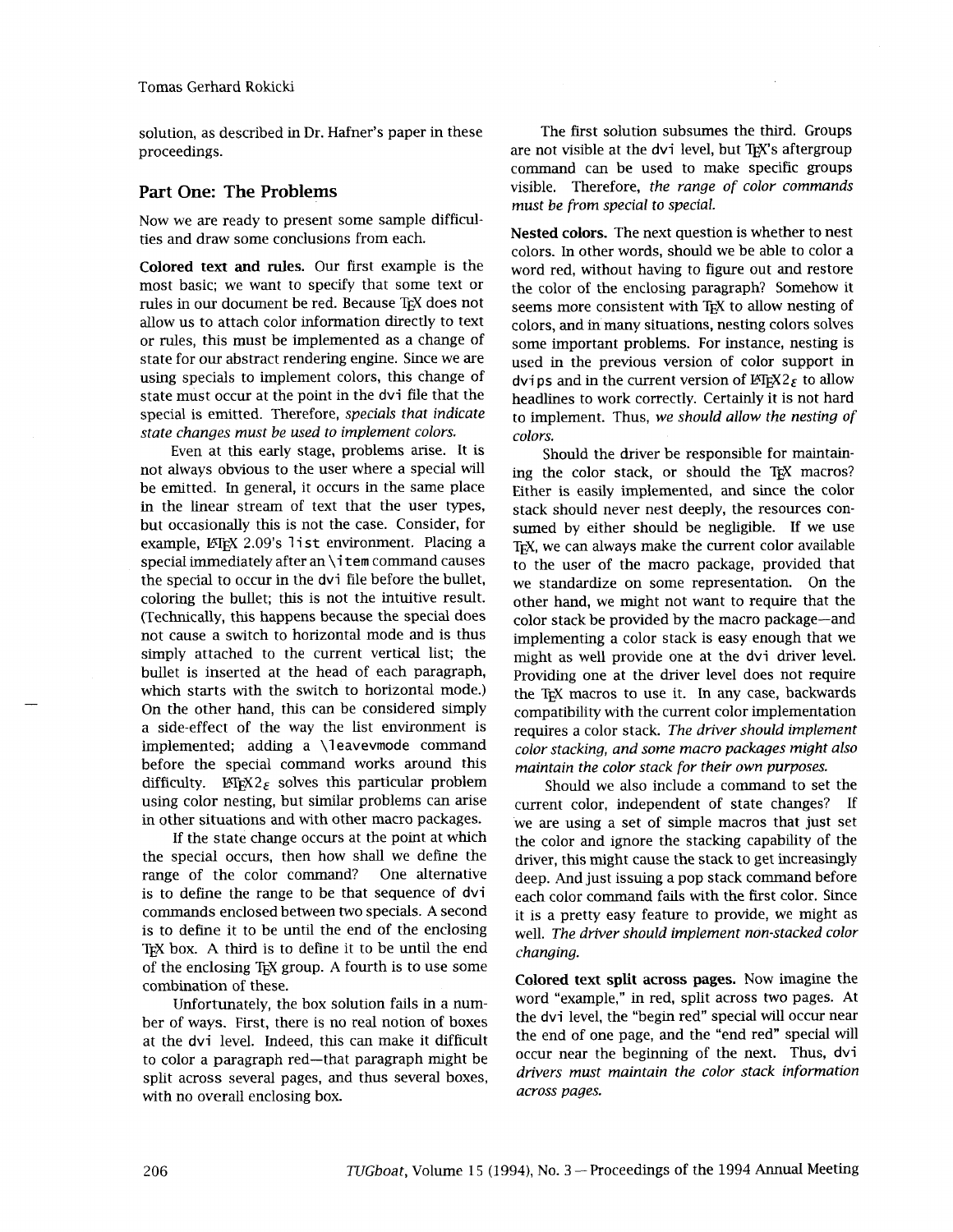solution, as described in Dr. Hafner's paper in these proceedings.

## Part One: The Problems

Now we are ready to present some sample difficulties and draw some conclusions from each.

**Colored text and rules.** Our first example is the most basic; we want to specify that some text or rules in our document be red. Because TeX does not allow us to attach color information directly to text or rules, this must be implemented as a change of state for our abstract rendering engine. Since we are using specials to implement colors, this change of state must occur at the point in the `dvi` file that the special is emitted. Therefore, *specials that indicate state changes must be used to implement colors.*

Even at this early stage, problems arise. It is not always obvious to the user where a special will be emitted. In general, it occurs in the same place in the linear stream of text that the user types, but occasionally this is not the case. Consider, for example, LaTeX 2.09's `list` environment. Placing a special immediately after an `\item` command causes the special to occur in the `dvi` file before the bullet, coloring the bullet; this is not the intuitive result. (Technically, this happens because the special does not cause a switch to horizontal mode and is thus simply attached to the current vertical list; the bullet is inserted at the head of each paragraph, which starts with the switch to horizontal mode.) On the other hand, this can be considered simply a side-effect of the way the list environment is implemented; adding a `\leavevmode` command before the special command works around this difficulty. LaTeX2ε solves this particular problem using color nesting, but similar problems can arise in other situations and with other macro packages.

If the state change occurs at the point at which the special occurs, then how shall we define the range of the color command? One alternative is to define the range to be that sequence of `dvi` commands enclosed between two specials. A second is to define it to be until the end of the enclosing TeX box. A third is to define it to be until the end of the enclosing TeX group. A fourth is to use some combination of these.

Unfortunately, the box solution fails in a number of ways. First, there is no real notion of boxes at the `dvi` level. Indeed, this can make it difficult to color a paragraph red—that paragraph might be split across several pages, and thus several boxes, with no overall enclosing box.

The first solution subsumes the third. Groups are not visible at the `dvi` level, but TeX's aftergroup command can be used to make specific groups visible. Therefore, *the range of color commands must be from special to special.*

**Nested colors.** The next question is whether to nest colors. In other words, should we be able to color a word red, without having to figure out and restore the color of the enclosing paragraph? Somehow it seems more consistent with TeX to allow nesting of colors, and in many situations, nesting colors solves some important problems. For instance, nesting is used in the previous version of color support in `dvips` and in the current version of LaTeX2ε to allow headlines to work correctly. Certainly it is not hard to implement. Thus, *we should allow the nesting of colors.*

Should the driver be responsible for maintaining the color stack, or should the TeX macros? Either is easily implemented, and since the color stack should never nest deeply, the resources consumed by either should be negligible. If we use TeX, we can always make the current color available to the user of the macro package, provided that we standardize on some representation. On the other hand, we might not want to require that the color stack be provided by the macro package—and implementing a color stack is easy enough that we might as well provide one at the `dvi` driver level. Providing one at the driver level does not require the TeX macros to use it. In any case, backwards compatibility with the current color implementation requires a color stack. *The driver should implement color stacking, and some macro packages might also maintain the color stack for their own purposes.*

Should we also include a command to set the current color, independent of state changes? If we are using a set of simple macros that just set the color and ignore the stacking capability of the driver, this might cause the stack to get increasingly deep. And just issuing a pop stack command before each color command fails with the first color. Since it is a pretty easy feature to provide, we might as well. *The driver should implement non-stacked color changing.*

**Colored text split across pages.** Now imagine the word "example," in red, split across two pages. At the `dvi` level, the "begin red" special will occur near the end of one page, and the "end red" special will occur near the beginning of the next. Thus, *`dvi` drivers must maintain the color stack information across pages.*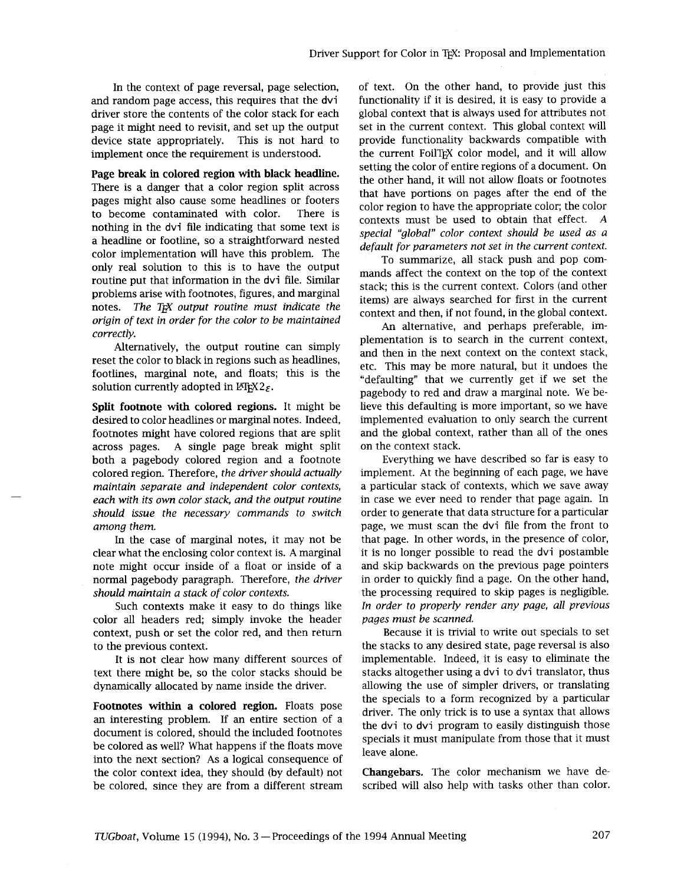In the context of page reversal, page selection, and random page access, this requires that the dvi driver store the contents of the color stack for each page it might need to revisit, and set up the output device state appropriately. This is not hard to implement once the requirement is understood.

**Page break in colored region with black headline.** There is a danger that a color region split across pages might also cause some headlines or footers to become contaminated with color. There is nothing in the dvi file indicating that some text is a headline or footline, so a straightforward nested color implementation will have this problem. The only real solution to this is to have the output routine put that information in the dvi file. Similar problems arise with footnotes, figures, and marginal notes. *The TeX output routine must indicate the origin of text in order for the color to be maintained correctly.*

Alternatively, the output routine can simply reset the color to black in regions such as headlines, footlines, marginal note, and floats; this is the solution currently adopted in LaTeX2ε.

**Split footnote with colored regions.** It might be desired to color headlines or marginal notes. Indeed, footnotes might have colored regions that are split across pages. A single page break might split both a pagebody colored region and a footnote colored region. Therefore, *the driver should actually maintain separate and independent color contexts, each with its own color stack, and the output routine should issue the necessary commands to switch among them.*

In the case of marginal notes, it may not be clear what the enclosing color context is. A marginal note might occur inside of a float or inside of a normal pagebody paragraph. Therefore, *the driver should maintain a stack of color contexts.*

Such contexts make it easy to do things like color all headers red; simply invoke the header context, push or set the color red, and then return to the previous context.

It is not clear how many different sources of text there might be, so the color stacks should be dynamically allocated by name inside the driver.

**Footnotes within a colored region.** Floats pose an interesting problem. If an entire section of a document is colored, should the included footnotes be colored as well? What happens if the floats move into the next section? As a logical consequence of the color context idea, they should (by default) not be colored, since they are from a different stream of text. On the other hand, to provide just this functionality if it is desired, it is easy to provide a global context that is always used for attributes not set in the current context. This global context will provide functionality backwards compatible with the current FoilTeX color model, and it will allow setting the color of entire regions of a document. On the other hand, it will not allow floats or footnotes that have portions on pages after the end of the color region to have the appropriate color; the color contexts must be used to obtain that effect. *A special "global" color context should be used as a default for parameters not set in the current context.*

To summarize, all stack push and pop commands affect the context on the top of the context stack; this is the current context. Colors (and other items) are always searched for first in the current context and then, if not found, in the global context.

An alternative, and perhaps preferable, implementation is to search in the current context, and then in the next context on the context stack, etc. This may be more natural, but it undoes the "defaulting" that we currently get if we set the pagebody to red and draw a marginal note. We believe this defaulting is more important, so we have implemented evaluation to only search the current and the global context, rather than all of the ones on the context stack.

Everything we have described so far is easy to implement. At the beginning of each page, we have a particular stack of contexts, which we save away in case we ever need to render that page again. In order to generate that data structure for a particular page, we must scan the dvi file from the front to that page. In other words, in the presence of color, it is no longer possible to read the dvi postamble and skip backwards on the previous page pointers in order to quickly find a page. On the other hand, the processing required to skip pages is negligible. *In order to properly render any page, all previous pages must be scanned.*

Because it is trivial to write out specials to set the stacks to any desired state, page reversal is also implementable. Indeed, it is easy to eliminate the stacks altogether using a dvi to dvi translator, thus allowing the use of simpler drivers, or translating the specials to a form recognized by a particular driver. The only trick is to use a syntax that allows the dvi to dvi program to easily distinguish those specials it must manipulate from those that it must leave alone.

**Changebars.** The color mechanism we have described will also help with tasks other than color.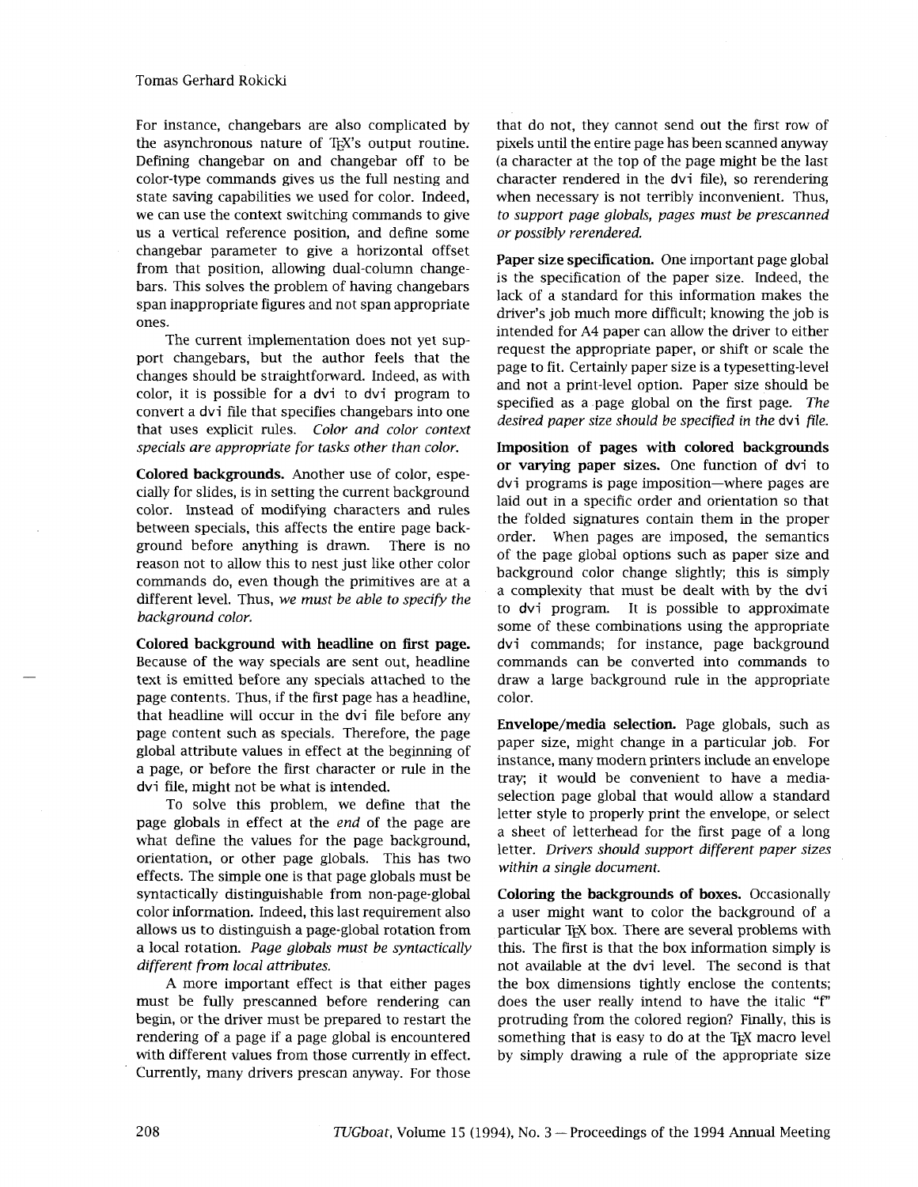For instance, changebars are also complicated by the asynchronous nature of TeX's output routine. Defining changebar on and changebar off to be color-type commands gives us the full nesting and state saving capabilities we used for color. Indeed, we can use the context switching commands to give us a vertical reference position, and define some changebar parameter to give a horizontal offset from that position, allowing dual-column changebars. This solves the problem of having changebars span inappropriate figures and not span appropriate ones.

The current implementation does not yet support changebars, but the author feels that the changes should be straightforward. Indeed, as with color, it is possible for a `dvi` to `dvi` program to convert a `dvi` file that specifies changebars into one that uses explicit rules. *Color and color context specials are appropriate for tasks other than color.*

**Colored backgrounds.** Another use of color, especially for slides, is in setting the current background color. Instead of modifying characters and rules between specials, this affects the entire page background before anything is drawn. There is no reason not to allow this to nest just like other color commands do, even though the primitives are at a different level. Thus, *we must be able to specify the background color.*

**Colored background with headline on first page.** Because of the way specials are sent out, headline text is emitted before any specials attached to the page contents. Thus, if the first page has a headline, that headline will occur in the `dvi` file before any page content such as specials. Therefore, the page global attribute values in effect at the beginning of a page, or before the first character or rule in the `dvi` file, might not be what is intended.

To solve this problem, we define that the page globals in effect at the *end* of the page are what define the values for the page background, orientation, or other page globals. This has two effects. The simple one is that page globals must be syntactically distinguishable from non-page-global color information. Indeed, this last requirement also allows us to distinguish a page-global rotation from a local rotation. *Page globals must be syntactically different from local attributes.*

A more important effect is that either pages must be fully prescanned before rendering can begin, or the driver must be prepared to restart the rendering of a page if a page global is encountered with different values from those currently in effect. Currently, many drivers prescan anyway. For those that do not, they cannot send out the first row of pixels until the entire page has been scanned anyway (a character at the top of the page might be the last character rendered in the `dvi` file), so rerendering when necessary is not terribly inconvenient. Thus, *to support page globals, pages must be prescanned or possibly rerendered.*

**Paper size specification.** One important page global is the specification of the paper size. Indeed, the lack of a standard for this information makes the driver's job much more difficult; knowing the job is intended for A4 paper can allow the driver to either request the appropriate paper, or shift or scale the page to fit. Certainly paper size is a typesetting-level and not a print-level option. Paper size should be specified as a page global on the first page. *The desired paper size should be specified in the* `dvi` *file.*

**Imposition of pages with colored backgrounds or varying paper sizes.** One function of `dvi` to `dvi` programs is page imposition—where pages are laid out in a specific order and orientation so that the folded signatures contain them in the proper order. When pages are imposed, the semantics of the page global options such as paper size and background color change slightly; this is simply a complexity that must be dealt with by the `dvi` to `dvi` program. It is possible to approximate some of these combinations using the appropriate `dvi` commands; for instance, page background commands can be converted into commands to draw a large background rule in the appropriate color.

**Envelope/media selection.** Page globals, such as paper size, might change in a particular job. For instance, many modern printers include an envelope tray; it would be convenient to have a media-selection page global that would allow a standard letter style to properly print the envelope, or select a sheet of letterhead for the first page of a long letter. *Drivers should support different paper sizes within a single document.*

**Coloring the backgrounds of boxes.** Occasionally a user might want to color the background of a particular TeX box. There are several problems with this. The first is that the box information simply is not available at the `dvi` level. The second is that the box dimensions tightly enclose the contents; does the user really intend to have the italic "f" protruding from the colored region? Finally, this is something that is easy to do at the TeX macro level by simply drawing a rule of the appropriate size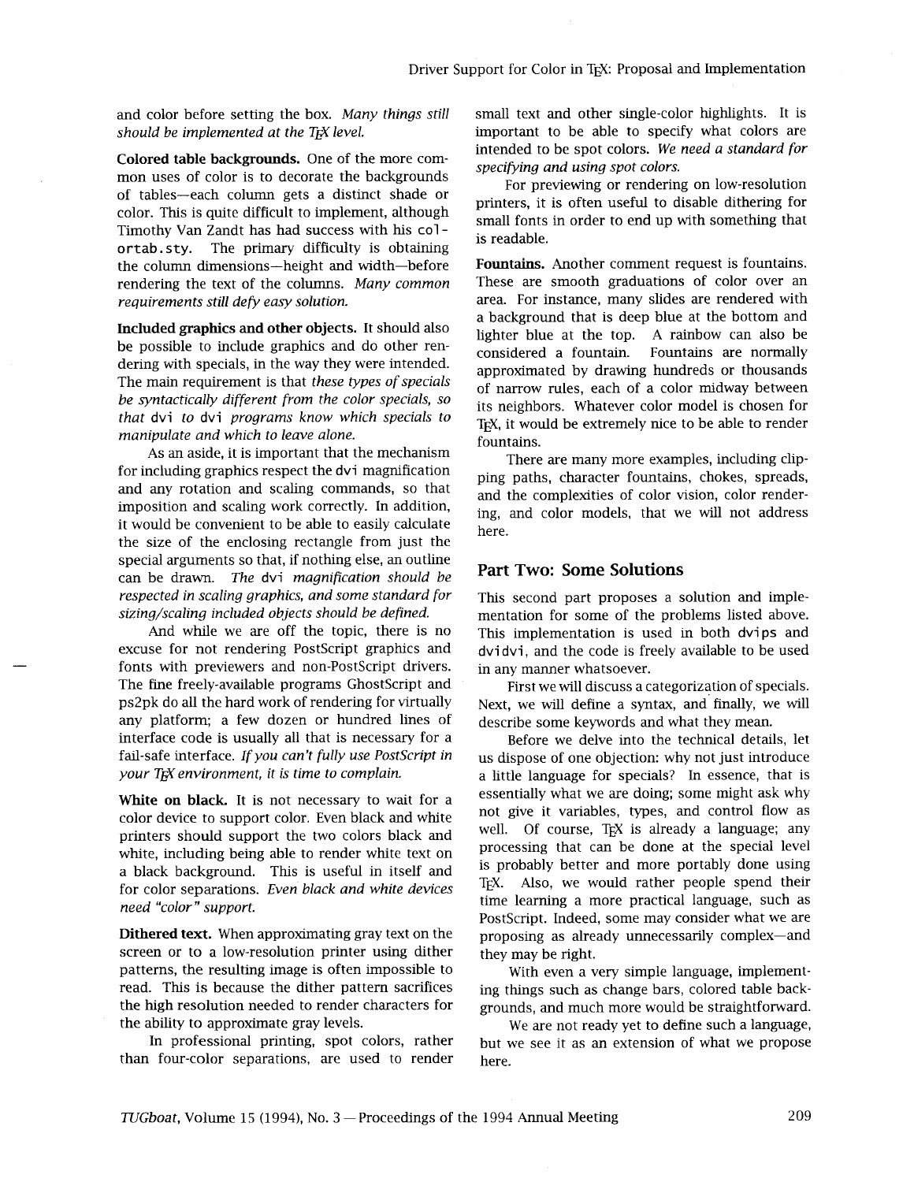and color before setting the box. *Many things still should be implemented at the TEX level.*

**Colored table backgrounds.** One of the more common uses of color is to decorate the backgrounds of tables—each column gets a distinct shade or color. This is quite difficult to implement, although Timothy Van Zandt has had success with his `colortab.sty`. The primary difficulty is obtaining the column dimensions—height and width—before rendering the text of the columns. *Many common requirements still defy easy solution.*

**Included graphics and other objects.** It should also be possible to include graphics and do other rendering with specials, in the way they were intended. The main requirement is that *these types of specials be syntactically different from the color specials, so that* `dvi` *to* `dvi` *programs know which specials to manipulate and which to leave alone.*

As an aside, it is important that the mechanism for including graphics respect the `dvi` magnification and any rotation and scaling commands, so that imposition and scaling work correctly. In addition, it would be convenient to be able to easily calculate the size of the enclosing rectangle from just the special arguments so that, if nothing else, an outline can be drawn. *The* `dvi` *magnification should be respected in scaling graphics, and some standard for sizing/scaling included objects should be defined.*

And while we are off the topic, there is no excuse for not rendering PostScript graphics and fonts with previewers and non-PostScript drivers. The fine freely-available programs GhostScript and ps2pk do all the hard work of rendering for virtually any platform; a few dozen or hundred lines of interface code is usually all that is necessary for a fail-safe interface. *If you can't fully use PostScript in your TEX environment, it is time to complain.*

**White on black.** It is not necessary to wait for a color device to support color. Even black and white printers should support the two colors black and white, including being able to render white text on a black background. This is useful in itself and for color separations. *Even black and white devices need "color" support.*

**Dithered text.** When approximating gray text on the screen or to a low-resolution printer using dither patterns, the resulting image is often impossible to read. This is because the dither pattern sacrifices the high resolution needed to render characters for the ability to approximate gray levels.

In professional printing, spot colors, rather than four-color separations, are used to render small text and other single-color highlights. It is important to be able to specify what colors are intended to be spot colors. *We need a standard for specifying and using spot colors.*

For previewing or rendering on low-resolution printers, it is often useful to disable dithering for small fonts in order to end up with something that is readable.

**Fountains.** Another comment request is fountains. These are smooth graduations of color over an area. For instance, many slides are rendered with a background that is deep blue at the bottom and lighter blue at the top. A rainbow can also be considered a fountain. Fountains are normally approximated by drawing hundreds or thousands of narrow rules, each of a color midway between its neighbors. Whatever color model is chosen for TEX, it would be extremely nice to be able to render fountains.

There are many more examples, including clipping paths, character fountains, chokes, spreads, and the complexities of color vision, color rendering, and color models, that we will not address here.

## Part Two: Some Solutions

This second part proposes a solution and implementation for some of the problems listed above. This implementation is used in both `dvips` and `dvidvi`, and the code is freely available to be used in any manner whatsoever.

First we will discuss a categorization of specials. Next, we will define a syntax, and finally, we will describe some keywords and what they mean.

Before we delve into the technical details, let us dispose of one objection: why not just introduce a little language for specials? In essence, that is essentially what we are doing; some might ask why not give it variables, types, and control flow as well. Of course, TEX is already a language; any processing that can be done at the special level is probably better and more portably done using TEX. Also, we would rather people spend their time learning a more practical language, such as PostScript. Indeed, some may consider what we are proposing as already unnecessarily complex—and they may be right.

With even a very simple language, implementing things such as change bars, colored table backgrounds, and much more would be straightforward.

We are not ready yet to define such a language, but we see it as an extension of what we propose here.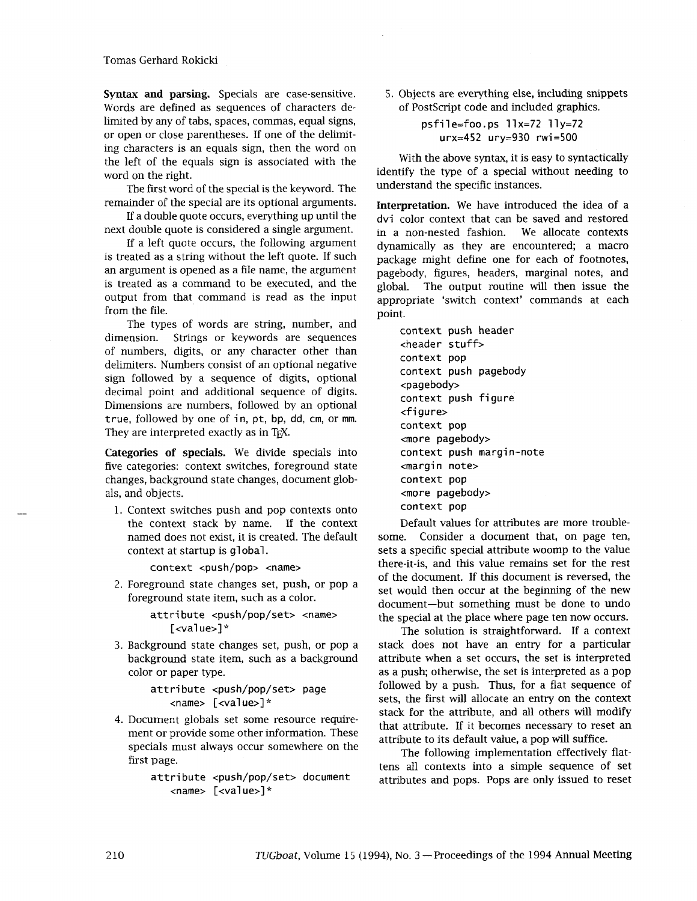**Syntax and parsing.** Specials are case-sensitive. Words are defined as sequences of characters delimited by any of tabs, spaces, commas, equal signs, or open or close parentheses. If one of the delimiting characters is an equals sign, then the word on the left of the equals sign is associated with the word on the right.

The first word of the special is the keyword. The remainder of the special are its optional arguments.

If a double quote occurs, everything up until the next double quote is considered a single argument.

If a left quote occurs, the following argument is treated as a string without the left quote. If such an argument is opened as a file name, the argument is treated as a command to be executed, and the output from that command is read as the input from the file.

The types of words are string, number, and dimension. Strings or keywords are sequences of numbers, digits, or any character other than delimiters. Numbers consist of an optional negative sign followed by a sequence of digits, optional decimal point and additional sequence of digits. Dimensions are numbers, followed by an optional `true`, followed by one of `in`, `pt`, `bp`, `dd`, `cm`, or `mm`. They are interpreted exactly as in TeX.

**Categories of specials.** We divide specials into five categories: context switches, foreground state changes, background state changes, document globals, and objects.

1. Context switches push and pop contexts onto the context stack by name. If the context named does not exist, it is created. The default context at startup is `global`.

   ```
   context <push/pop> <name>
   ```

2. Foreground state changes set, push, or pop a foreground state item, such as a color.

   ```
   attribute <push/pop/set> <name>
      [<value>]*
   ```

3. Background state changes set, push, or pop a background state item, such as a background color or paper type.

   ```
   attribute <push/pop/set> page
      <name> [<value>]*
   ```

4. Document globals set some resource requirement or provide some other information. These specials must always occur somewhere on the first page.

   ```
   attribute <push/pop/set> document
      <name> [<value>]*
   ```

5. Objects are everything else, including snippets of PostScript code and included graphics.

   ```
   psfile=foo.ps llx=72 lly=72
      urx=452 ury=930 rwi=500
   ```

With the above syntax, it is easy to syntactically identify the type of a special without needing to understand the specific instances.

**Interpretation.** We have introduced the idea of a `dvi` color context that can be saved and restored in a non-nested fashion. We allocate contexts dynamically as they are encountered; a macro package might define one for each of footnotes, pagebody, figures, headers, marginal notes, and global. The output routine will then issue the appropriate 'switch context' commands at each point.

```
context push header
<header stuff>
context pop
context push pagebody
<pagebody>
context push figure
<figure>
context pop
<more pagebody>
context push margin-note
<margin note>
context pop
<more pagebody>
context pop
```

Default values for attributes are more troublesome. Consider a document that, on page ten, sets a specific special attribute woomp to the value there-it-is, and this value remains set for the rest of the document. If this document is reversed, the set would then occur at the beginning of the new document—but something must be done to undo the special at the place where page ten now occurs.

The solution is straightforward. If a context stack does not have an entry for a particular attribute when a set occurs, the set is interpreted as a push; otherwise, the set is interpreted as a pop followed by a push. Thus, for a flat sequence of sets, the first will allocate an entry on the context stack for the attribute, and all others will modify that attribute. If it becomes necessary to reset an attribute to its default value, a pop will suffice.

The following implementation effectively flattens all contexts into a simple sequence of set attributes and pops. Pops are only issued to reset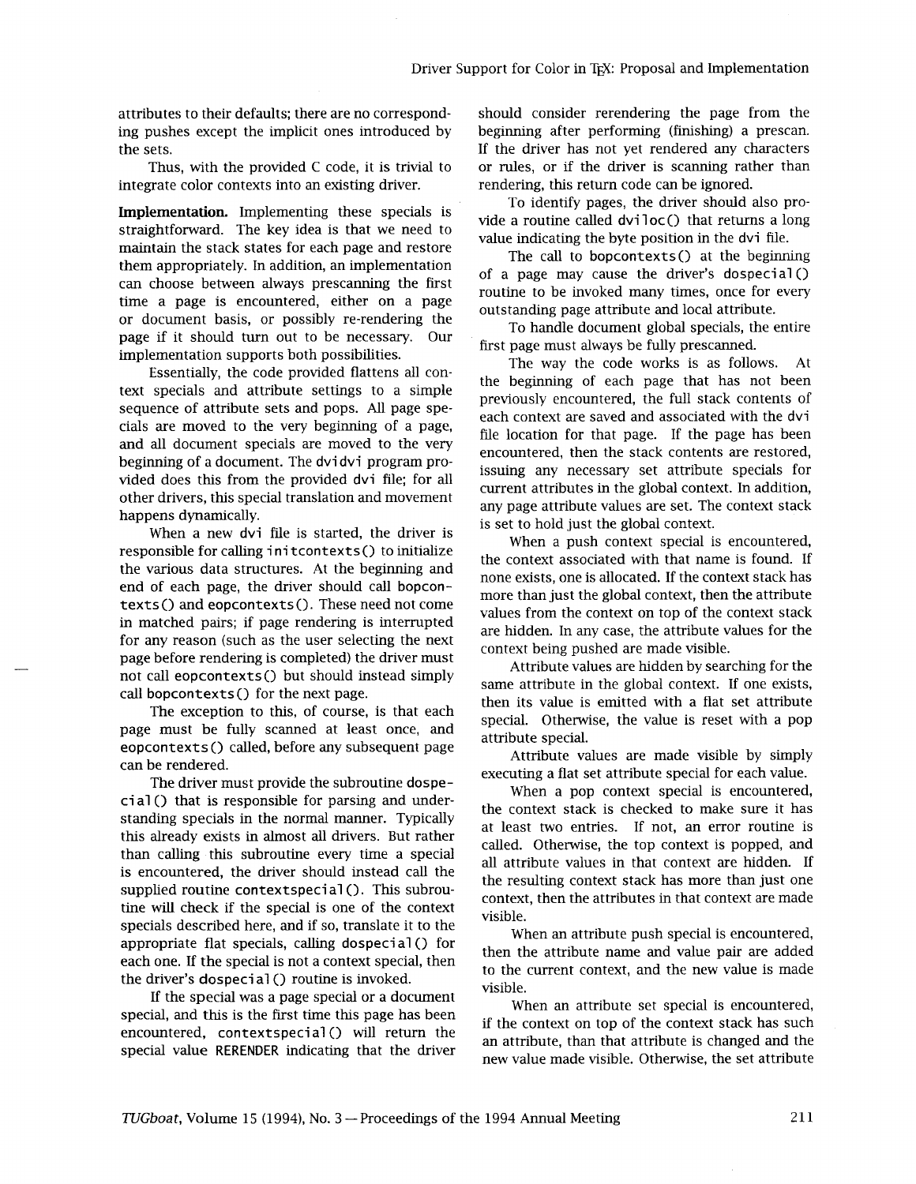attributes to their defaults; there are no corresponding pushes except the implicit ones introduced by the sets.

Thus, with the provided C code, it is trivial to integrate color contexts into an existing driver.

**Implementation.** Implementing these specials is straightforward. The key idea is that we need to maintain the stack states for each page and restore them appropriately. In addition, an implementation can choose between always prescanning the first time a page is encountered, either on a page or document basis, or possibly re-rendering the page if it should turn out to be necessary. Our implementation supports both possibilities.

Essentially, the code provided flattens all context specials and attribute settings to a simple sequence of attribute sets and pops. All page specials are moved to the very beginning of a page, and all document specials are moved to the very beginning of a document. The `dvidvi` program provided does this from the provided `dvi` file; for all other drivers, this special translation and movement happens dynamically.

When a new `dvi` file is started, the driver is responsible for calling `initcontexts()` to initialize the various data structures. At the beginning and end of each page, the driver should call `bopcontexts()` and `eopcontexts()`. These need not come in matched pairs; if page rendering is interrupted for any reason (such as the user selecting the next page before rendering is completed) the driver must not call `eopcontexts()` but should instead simply call `bopcontexts()` for the next page.

The exception to this, of course, is that each page must be fully scanned at least once, and `eopcontexts()` called, before any subsequent page can be rendered.

The driver must provide the subroutine `dospecial()` that is responsible for parsing and understanding specials in the normal manner. Typically this already exists in almost all drivers. But rather than calling this subroutine every time a special is encountered, the driver should instead call the supplied routine `contextspecial()`. This subroutine will check if the special is one of the context specials described here, and if so, translate it to the appropriate flat specials, calling `dospecial()` for each one. If the special is not a context special, then the driver's `dospecial()` routine is invoked.

If the special was a page special or a document special, and this is the first time this page has been encountered, `contextspecial()` will return the special value `RERENDER` indicating that the driver should consider rerendering the page from the beginning after performing (finishing) a prescan. If the driver has not yet rendered any characters or rules, or if the driver is scanning rather than rendering, this return code can be ignored.

To identify pages, the driver should also provide a routine called `dviloc()` that returns a long value indicating the byte position in the `dvi` file.

The call to `bopcontexts()` at the beginning of a page may cause the driver's `dospecial()` routine to be invoked many times, once for every outstanding page attribute and local attribute.

To handle document global specials, the entire first page must always be fully prescanned.

The way the code works is as follows. At the beginning of each page that has not been previously encountered, the full stack contents of each context are saved and associated with the `dvi` file location for that page. If the page has been encountered, then the stack contents are restored, issuing any necessary set attribute specials for current attributes in the global context. In addition, any page attribute values are set. The context stack is set to hold just the global context.

When a push context special is encountered, the context associated with that name is found. If none exists, one is allocated. If the context stack has more than just the global context, then the attribute values from the context on top of the context stack are hidden. In any case, the attribute values for the context being pushed are made visible.

Attribute values are hidden by searching for the same attribute in the global context. If one exists, then its value is emitted with a flat set attribute special. Otherwise, the value is reset with a pop attribute special.

Attribute values are made visible by simply executing a flat set attribute special for each value.

When a pop context special is encountered, the context stack is checked to make sure it has at least two entries. If not, an error routine is called. Otherwise, the top context is popped, and all attribute values in that context are hidden. If the resulting context stack has more than just one context, then the attributes in that context are made visible.

When an attribute push special is encountered, then the attribute name and value pair are added to the current context, and the new value is made visible.

When an attribute set special is encountered, if the context on top of the context stack has such an attribute, than that attribute is changed and the new value made visible. Otherwise, the set attribute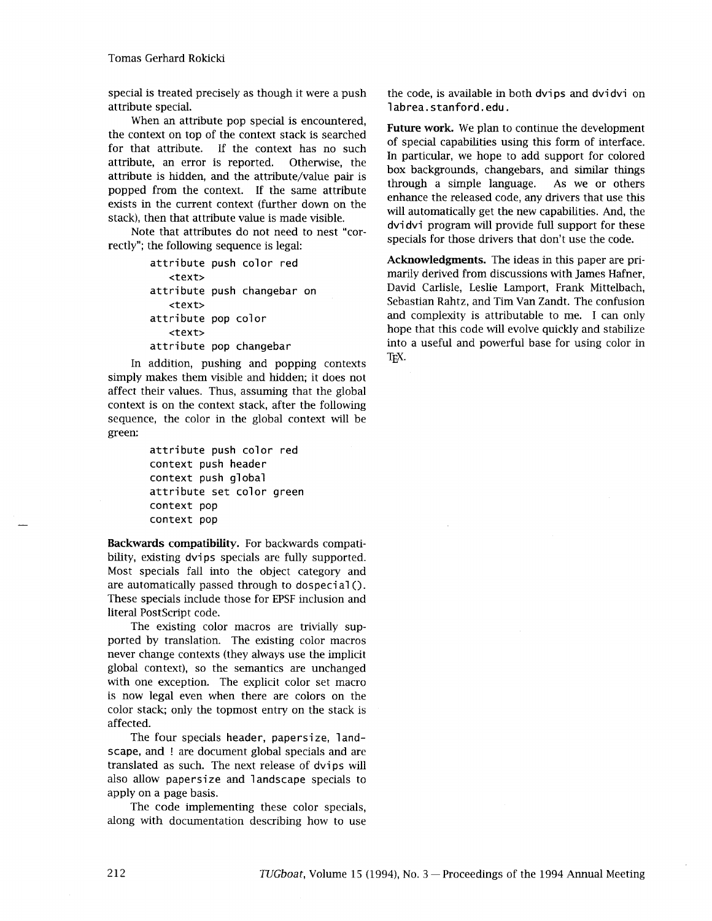special is treated precisely as though it were a push attribute special.

When an attribute pop special is encountered, the context on top of the context stack is searched for that attribute. If the context has no such attribute, an error is reported. Otherwise, the attribute is hidden, and the attribute/value pair is popped from the context. If the same attribute exists in the current context (further down on the stack), then that attribute value is made visible.

Note that attributes do not need to nest "correctly"; the following sequence is legal:

```
attribute push color red
    <text>
attribute push changebar on
    <text>
attribute pop color
    <text>
attribute pop changebar
```

In addition, pushing and popping contexts simply makes them visible and hidden; it does not affect their values. Thus, assuming that the global context is on the context stack, after the following sequence, the color in the global context will be green:

```
attribute push color red
context push header
context push global
attribute set color green
context pop
context pop
```

**Backwards compatibility.** For backwards compatibility, existing `dvips` specials are fully supported. Most specials fall into the object category and are automatically passed through to `dospecial()`. These specials include those for EPSF inclusion and literal PostScript code.

The existing color macros are trivially supported by translation. The existing color macros never change contexts (they always use the implicit global context), so the semantics are unchanged with one exception. The explicit color set macro is now legal even when there are colors on the color stack; only the topmost entry on the stack is affected.

The four specials `header`, `papersize`, `landscape`, and `!` are document global specials and are translated as such. The next release of `dvips` will also allow `papersize` and `landscape` specials to apply on a page basis.

The code implementing these color specials, along with documentation describing how to use the code, is available in both `dvips` and `dvidvi` on `labrea.stanford.edu`.

**Future work.** We plan to continue the development of special capabilities using this form of interface. In particular, we hope to add support for colored box backgrounds, changebars, and similar things through a simple language. As we or others enhance the released code, any drivers that use this will automatically get the new capabilities. And, the `dvidvi` program will provide full support for these specials for those drivers that don't use the code.

**Acknowledgments.** The ideas in this paper are primarily derived from discussions with James Hafner, David Carlisle, Leslie Lamport, Frank Mittelbach, Sebastian Rahtz, and Tim Van Zandt. The confusion and complexity is attributable to me. I can only hope that this code will evolve quickly and stabilize into a useful and powerful base for using color in TeX.